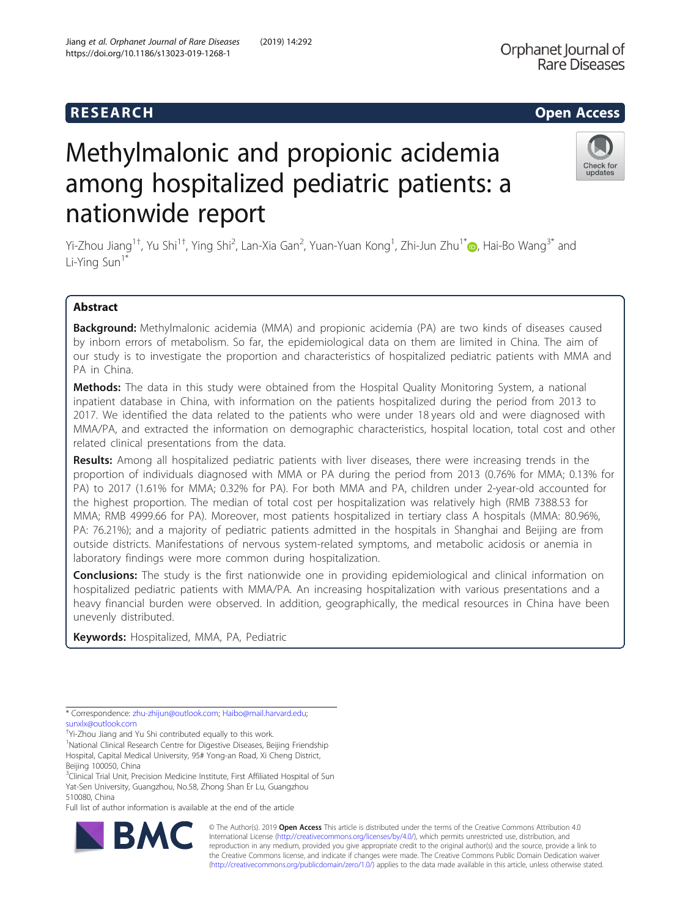RESEARCH Open Access

# Methylmalonic and propionic acidemia among hospitalized pediatric patients: a nationwide report

Yi-Zhou Jiang[1†], Yu Shi[1†], Ying Shi[2], Lan-Xia Gan[2], Yuan-Yuan Kong[1], Zhi-Jun Zhu[1*], Hai-Bo Wang[3*] and Li-Ying Sun[1*]

## Abstract

**Background:** Methylmalonic acidemia (MMA) and propionic acidemia (PA) are two kinds of diseases caused by inborn errors of metabolism. So far, the epidemiological data on them are limited in China. The aim of our study is to investigate the proportion and characteristics of hospitalized pediatric patients with MMA and PA in China.

**Methods:** The data in this study were obtained from the Hospital Quality Monitoring System, a national inpatient database in China, with information on the patients hospitalized during the period from 2013 to 2017. We identified the data related to the patients who were under 18 years old and were diagnosed with MMA/PA, and extracted the information on demographic characteristics, hospital location, total cost and other related clinical presentations from the data.

**Results:** Among all hospitalized pediatric patients with liver diseases, there were increasing trends in the proportion of individuals diagnosed with MMA or PA during the period from 2013 (0.76% for MMA; 0.13% for PA) to 2017 (1.61% for MMA; 0.32% for PA). For both MMA and PA, children under 2-year-old accounted for the highest proportion. The median of total cost per hospitalization was relatively high (RMB 7388.53 for MMA; RMB 4999.66 for PA). Moreover, most patients hospitalized in tertiary class A hospitals (MMA: 80.96%, PA: 76.21%); and a majority of pediatric patients admitted in the hospitals in Shanghai and Beijing are from outside districts. Manifestations of nervous system-related symptoms, and metabolic acidosis or anemia in laboratory findings were more common during hospitalization.

**Conclusions:** The study is the first nationwide one in providing epidemiological and clinical information on hospitalized pediatric patients with MMA/PA. An increasing hospitalization with various presentations and a heavy financial burden were observed. In addition, geographically, the medical resources in China have been unevenly distributed.

**Keywords:** Hospitalized, MMA, PA, Pediatric

---

* Correspondence: zhu-zhijun@outlook.com; Haibo@mail.harvard.edu; sunxlx@outlook.com

†Yi-Zhou Jiang and Yu Shi contributed equally to this work.

[1]National Clinical Research Centre for Digestive Diseases, Beijing Friendship Hospital, Capital Medical University, 95# Yong-an Road, Xi Cheng District, Beijing 100050, China

[3]Clinical Trial Unit, Precision Medicine Institute, First Affiliated Hospital of Sun Yat-Sen University, Guangzhou, No.58, Zhong Shan Er Lu, Guangzhou 510080, China

Full list of author information is available at the end of the article

© The Author(s). 2019 **Open Access** This article is distributed under the terms of the Creative Commons Attribution 4.0 International License (http://creativecommons.org/licenses/by/4.0/), which permits unrestricted use, distribution, and reproduction in any medium, provided you give appropriate credit to the original author(s) and the source, provide a link to the Creative Commons license, and indicate if changes were made. The Creative Commons Public Domain Dedication waiver (http://creativecommons.org/publicdomain/zero/1.0/) applies to the data made available in this article, unless otherwise stated.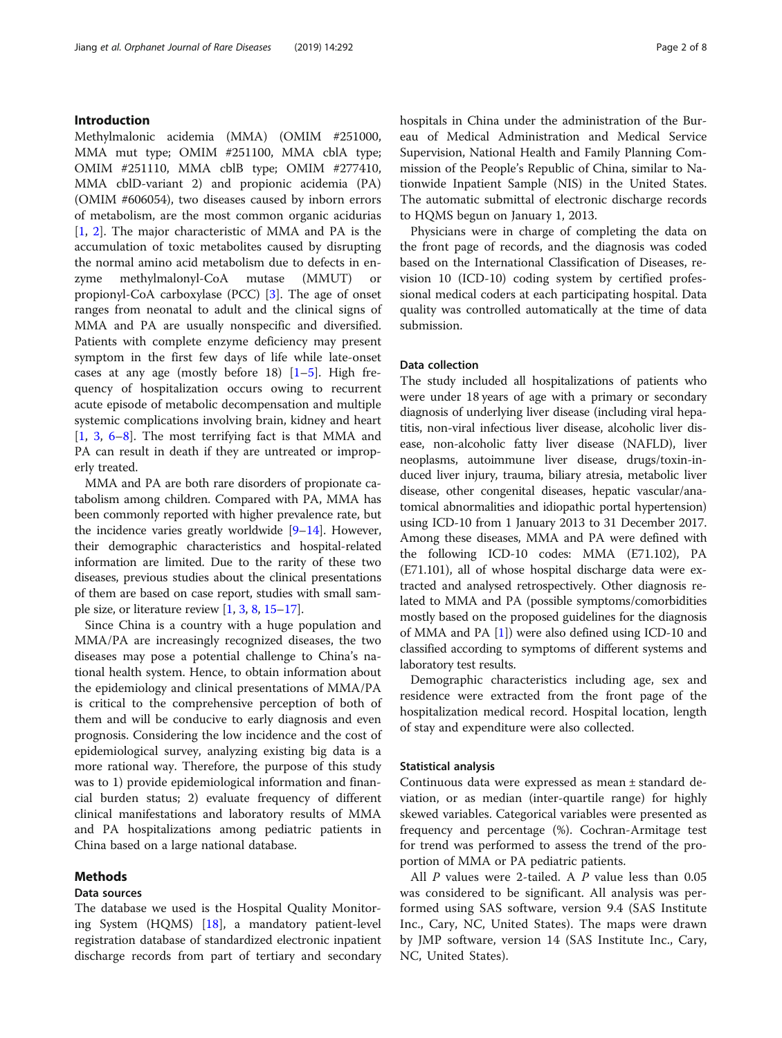## Introduction

Methylmalonic acidemia (MMA) (OMIM #251000, MMA mut type; OMIM #251100, MMA cblA type; OMIM #251110, MMA cblB type; OMIM #277410, MMA cblD-variant 2) and propionic acidemia (PA) (OMIM #606054), two diseases caused by inborn errors of metabolism, are the most common organic acidurias [1, 2]. The major characteristic of MMA and PA is the accumulation of toxic metabolites caused by disrupting the normal amino acid metabolism due to defects in enzyme methylmalonyl-CoA mutase (MMUT) or propionyl-CoA carboxylase (PCC) [3]. The age of onset ranges from neonatal to adult and the clinical signs of MMA and PA are usually nonspecific and diversified. Patients with complete enzyme deficiency may present symptom in the first few days of life while late-onset cases at any age (mostly before 18) [1–5]. High frequency of hospitalization occurs owing to recurrent acute episode of metabolic decompensation and multiple systemic complications involving brain, kidney and heart [1, 3, 6–8]. The most terrifying fact is that MMA and PA can result in death if they are untreated or improperly treated.

MMA and PA are both rare disorders of propionate catabolism among children. Compared with PA, MMA has been commonly reported with higher prevalence rate, but the incidence varies greatly worldwide [9–14]. However, their demographic characteristics and hospital-related information are limited. Due to the rarity of these two diseases, previous studies about the clinical presentations of them are based on case report, studies with small sample size, or literature review [1, 3, 8, 15–17].

Since China is a country with a huge population and MMA/PA are increasingly recognized diseases, the two diseases may pose a potential challenge to China's national health system. Hence, to obtain information about the epidemiology and clinical presentations of MMA/PA is critical to the comprehensive perception of both of them and will be conducive to early diagnosis and even prognosis. Considering the low incidence and the cost of epidemiological survey, analyzing existing big data is a more rational way. Therefore, the purpose of this study was to 1) provide epidemiological information and financial burden status; 2) evaluate frequency of different clinical manifestations and laboratory results of MMA and PA hospitalizations among pediatric patients in China based on a large national database.

## Methods

### Data sources

The database we used is the Hospital Quality Monitoring System (HQMS) [18], a mandatory patient-level registration database of standardized electronic inpatient discharge records from part of tertiary and secondary hospitals in China under the administration of the Bureau of Medical Administration and Medical Service Supervision, National Health and Family Planning Commission of the People's Republic of China, similar to Nationwide Inpatient Sample (NIS) in the United States. The automatic submittal of electronic discharge records to HQMS begun on January 1, 2013.

Physicians were in charge of completing the data on the front page of records, and the diagnosis was coded based on the International Classification of Diseases, revision 10 (ICD-10) coding system by certified professional medical coders at each participating hospital. Data quality was controlled automatically at the time of data submission.

### Data collection

The study included all hospitalizations of patients who were under 18 years of age with a primary or secondary diagnosis of underlying liver disease (including viral hepatitis, non-viral infectious liver disease, alcoholic liver disease, non-alcoholic fatty liver disease (NAFLD), liver neoplasms, autoimmune liver disease, drugs/toxin-induced liver injury, trauma, biliary atresia, metabolic liver disease, other congenital diseases, hepatic vascular/anatomical abnormalities and idiopathic portal hypertension) using ICD-10 from 1 January 2013 to 31 December 2017. Among these diseases, MMA and PA were defined with the following ICD-10 codes: MMA (E71.102), PA (E71.101), all of whose hospital discharge data were extracted and analysed retrospectively. Other diagnosis related to MMA and PA (possible symptoms/comorbidities mostly based on the proposed guidelines for the diagnosis of MMA and PA [1]) were also defined using ICD-10 and classified according to symptoms of different systems and laboratory test results.

Demographic characteristics including age, sex and residence were extracted from the front page of the hospitalization medical record. Hospital location, length of stay and expenditure were also collected.

### Statistical analysis

Continuous data were expressed as mean ± standard deviation, or as median (inter-quartile range) for highly skewed variables. Categorical variables were presented as frequency and percentage (%). Cochran-Armitage test for trend was performed to assess the trend of the proportion of MMA or PA pediatric patients.

All *P* values were 2-tailed. A *P* value less than 0.05 was considered to be significant. All analysis was performed using SAS software, version 9.4 (SAS Institute Inc., Cary, NC, United States). The maps were drawn by JMP software, version 14 (SAS Institute Inc., Cary, NC, United States).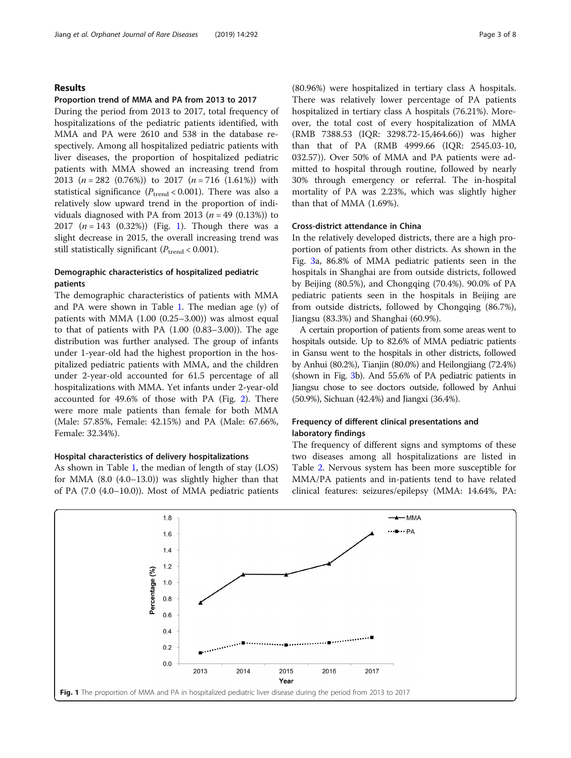## Results

### Proportion trend of MMA and PA from 2013 to 2017

During the period from 2013 to 2017, total frequency of hospitalizations of the pediatric patients identified, with MMA and PA were 2610 and 538 in the database respectively. Among all hospitalized pediatric patients with liver diseases, the proportion of hospitalized pediatric patients with MMA showed an increasing trend from 2013 ($n = 282$ (0.76%)) to 2017 ($n = 716$ (1.61%)) with statistical significance ($P_{trend} < 0.001$). There was also a relatively slow upward trend in the proportion of individuals diagnosed with PA from 2013 ($n = 49$ (0.13%)) to 2017 ($n = 143$ (0.32%)) (Fig. 1). Though there was a slight decrease in 2015, the overall increasing trend was still statistically significant ($P_{trend} < 0.001$).

### Demographic characteristics of hospitalized pediatric patients

The demographic characteristics of patients with MMA and PA were shown in Table 1. The median age (y) of patients with MMA (1.00 (0.25–3.00)) was almost equal to that of patients with PA (1.00 (0.83–3.00)). The age distribution was further analysed. The group of infants under 1-year-old had the highest proportion in the hospitalized pediatric patients with MMA, and the children under 2-year-old accounted for 61.5 percentage of all hospitalizations with MMA. Yet infants under 2-year-old accounted for 49.6% of those with PA (Fig. 2). There were more male patients than female for both MMA (Male: 57.85%, Female: 42.15%) and PA (Male: 67.66%, Female: 32.34%).

### Hospital characteristics of delivery hospitalizations

As shown in Table 1, the median of length of stay (LOS) for MMA (8.0 (4.0–13.0)) was slightly higher than that of PA (7.0 (4.0–10.0)). Most of MMA pediatric patients (80.96%) were hospitalized in tertiary class A hospitals. There was relatively lower percentage of PA patients hospitalized in tertiary class A hospitals (76.21%). Moreover, the total cost of every hospitalization of MMA (RMB 7388.53 (IQR: 3298.72-15,464.66)) was higher than that of PA (RMB 4999.66 (IQR: 2545.03-10, 032.57)). Over 50% of MMA and PA patients were admitted to hospital through routine, followed by nearly 30% through emergency or referral. The in-hospital mortality of PA was 2.23%, which was slightly higher than that of MMA (1.69%).

### Cross-district attendance in China

In the relatively developed districts, there are a high proportion of patients from other districts. As shown in the Fig. 3a, 86.8% of MMA pediatric patients seen in the hospitals in Shanghai are from outside districts, followed by Beijing (80.5%), and Chongqing (70.4%). 90.0% of PA pediatric patients seen in the hospitals in Beijing are from outside districts, followed by Chongqing (86.7%), Jiangsu (83.3%) and Shanghai (60.9%).

A certain proportion of patients from some areas went to hospitals outside. Up to 82.6% of MMA pediatric patients in Gansu went to the hospitals in other districts, followed by Anhui (80.2%), Tianjin (80.0%) and Heilongjiang (72.4%) (shown in Fig. 3b). And 55.6% of PA pediatric patients in Jiangsu chose to see doctors outside, followed by Anhui (50.9%), Sichuan (42.4%) and Jiangxi (36.4%).

### Frequency of different clinical presentations and laboratory findings

The frequency of different signs and symptoms of these two diseases among all hospitalizations are listed in Table 2. Nervous system has been more susceptible for MMA/PA patients and in-patients tend to have related clinical features: seizures/epilepsy (MMA: 14.64%, PA:

**Fig. 1** The proportion of MMA and PA in hospitalized pediatric liver disease during the period from 2013 to 2017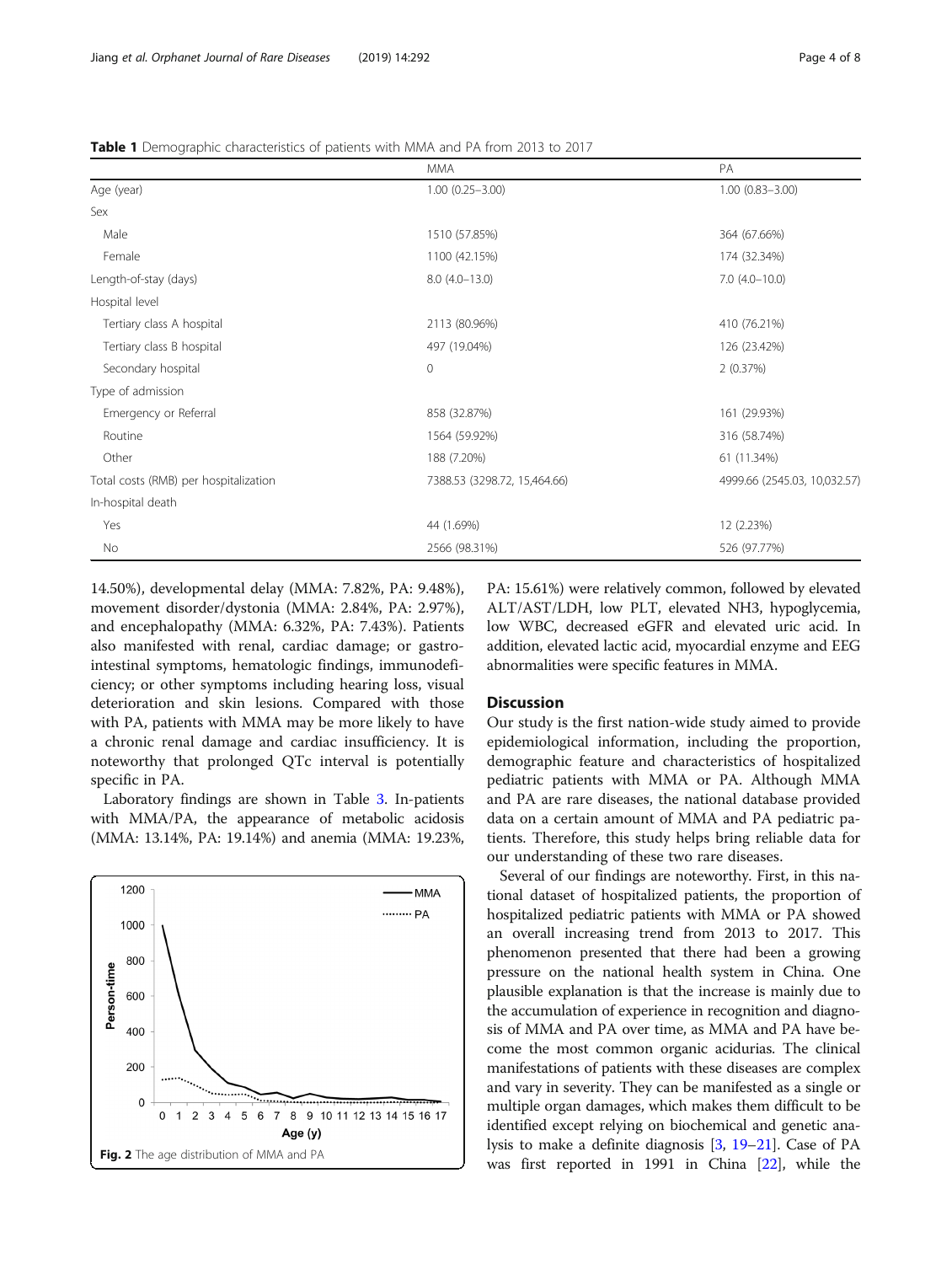**Table 1** Demographic characteristics of patients with MMA and PA from 2013 to 2017

| | MMA | PA |
|---|---|---|
| Age (year) | 1.00 (0.25–3.00) | 1.00 (0.83–3.00) |
| Sex | | |
| Male | 1510 (57.85%) | 364 (67.66%) |
| Female | 1100 (42.15%) | 174 (32.34%) |
| Length-of-stay (days) | 8.0 (4.0–13.0) | 7.0 (4.0–10.0) |
| Hospital level | | |
| Tertiary class A hospital | 2113 (80.96%) | 410 (76.21%) |
| Tertiary class B hospital | 497 (19.04%) | 126 (23.42%) |
| Secondary hospital | 0 | 2 (0.37%) |
| Type of admission | | |
| Emergency or Referral | 858 (32.87%) | 161 (29.93%) |
| Routine | 1564 (59.92%) | 316 (58.74%) |
| Other | 188 (7.20%) | 61 (11.34%) |
| Total costs (RMB) per hospitalization | 7388.53 (3298.72, 15,464.66) | 4999.66 (2545.03, 10,032.57) |
| In-hospital death | | |
| Yes | 44 (1.69%) | 12 (2.23%) |
| No | 2566 (98.31%) | 526 (97.77%) |

14.50%), developmental delay (MMA: 7.82%, PA: 9.48%), movement disorder/dystonia (MMA: 2.84%, PA: 2.97%), and encephalopathy (MMA: 6.32%, PA: 7.43%). Patients also manifested with renal, cardiac damage; or gastrointestinal symptoms, hematologic findings, immunodeficiency; or other symptoms including hearing loss, visual deterioration and skin lesions. Compared with those with PA, patients with MMA may be more likely to have a chronic renal damage and cardiac insufficiency. It is noteworthy that prolonged QTc interval is potentially specific in PA.

Laboratory findings are shown in Table 3. In-patients with MMA/PA, the appearance of metabolic acidosis (MMA: 13.14%, PA: 19.14%) and anemia (MMA: 19.23%, PA: 15.61%) were relatively common, followed by elevated ALT/AST/LDH, low PLT, elevated NH3, hypoglycemia, low WBC, decreased eGFR and elevated uric acid. In addition, elevated lactic acid, myocardial enzyme and EEG abnormalities were specific features in MMA.

**Fig. 2** The age distribution of MMA and PA

## Discussion

Our study is the first nation-wide study aimed to provide epidemiological information, including the proportion, demographic feature and characteristics of hospitalized pediatric patients with MMA or PA. Although MMA and PA are rare diseases, the national database provided data on a certain amount of MMA and PA pediatric patients. Therefore, this study helps bring reliable data for our understanding of these two rare diseases.

Several of our findings are noteworthy. First, in this national dataset of hospitalized patients, the proportion of hospitalized pediatric patients with MMA or PA showed an overall increasing trend from 2013 to 2017. This phenomenon presented that there had been a growing pressure on the national health system in China. One plausible explanation is that the increase is mainly due to the accumulation of experience in recognition and diagnosis of MMA and PA over time, as MMA and PA have become the most common organic acidurias. The clinical manifestations of patients with these diseases are complex and vary in severity. They can be manifested as a single or multiple organ damages, which makes them difficult to be identified except relying on biochemical and genetic analysis to make a definite diagnosis [3, 19–21]. Case of PA was first reported in 1991 in China [22], while the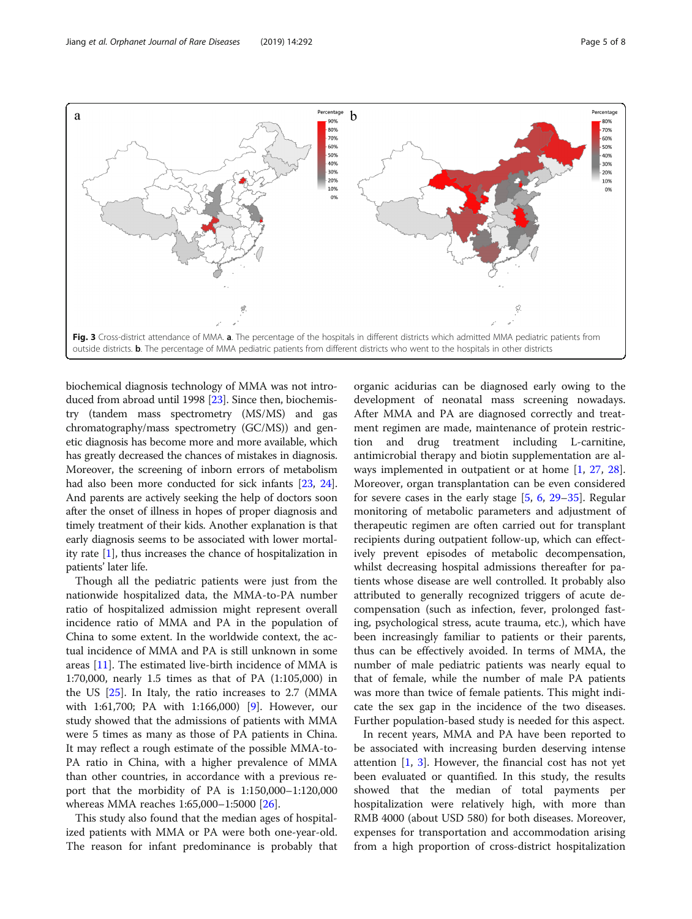**Fig. 3** Cross-district attendance of MMA. **a**. The percentage of the hospitals in different districts which admitted MMA pediatric patients from outside districts. **b**. The percentage of MMA pediatric patients from different districts who went to the hospitals in other districts

biochemical diagnosis technology of MMA was not introduced from abroad until 1998 [23]. Since then, biochemistry (tandem mass spectrometry (MS/MS) and gas chromatography/mass spectrometry (GC/MS)) and genetic diagnosis has become more and more available, which has greatly decreased the chances of mistakes in diagnosis. Moreover, the screening of inborn errors of metabolism had also been more conducted for sick infants [23, 24]. And parents are actively seeking the help of doctors soon after the onset of illness in hopes of proper diagnosis and timely treatment of their kids. Another explanation is that early diagnosis seems to be associated with lower mortality rate [1], thus increases the chance of hospitalization in patients' later life.

Though all the pediatric patients were just from the nationwide hospitalized data, the MMA-to-PA number ratio of hospitalized admission might represent overall incidence ratio of MMA and PA in the population of China to some extent. In the worldwide context, the actual incidence of MMA and PA is still unknown in some areas [11]. The estimated live-birth incidence of MMA is 1:70,000, nearly 1.5 times as that of PA (1:105,000) in the US [25]. In Italy, the ratio increases to 2.7 (MMA with 1:61,700; PA with 1:166,000) [9]. However, our study showed that the admissions of patients with MMA were 5 times as many as those of PA patients in China. It may reflect a rough estimate of the possible MMA-to-PA ratio in China, with a higher prevalence of MMA than other countries, in accordance with a previous report that the morbidity of PA is 1:150,000–1:120,000 whereas MMA reaches 1:65,000–1:5000 [26].

This study also found that the median ages of hospitalized patients with MMA or PA were both one-year-old. The reason for infant predominance is probably that organic acidurias can be diagnosed early owing to the development of neonatal mass screening nowadays. After MMA and PA are diagnosed correctly and treatment regimen are made, maintenance of protein restriction and drug treatment including L-carnitine, antimicrobial therapy and biotin supplementation are always implemented in outpatient or at home [1, 27, 28]. Moreover, organ transplantation can be even considered for severe cases in the early stage [5, 6, 29–35]. Regular monitoring of metabolic parameters and adjustment of therapeutic regimen are often carried out for transplant recipients during outpatient follow-up, which can effectively prevent episodes of metabolic decompensation, whilst decreasing hospital admissions thereafter for patients whose disease are well controlled. It probably also attributed to generally recognized triggers of acute decompensation (such as infection, fever, prolonged fasting, psychological stress, acute trauma, etc.), which have been increasingly familiar to patients or their parents, thus can be effectively avoided. In terms of MMA, the number of male pediatric patients was nearly equal to that of female, while the number of male PA patients was more than twice of female patients. This might indicate the sex gap in the incidence of the two diseases. Further population-based study is needed for this aspect.

In recent years, MMA and PA have been reported to be associated with increasing burden deserving intense attention [1, 3]. However, the financial cost has not yet been evaluated or quantified. In this study, the results showed that the median of total payments per hospitalization were relatively high, with more than RMB 4000 (about USD 580) for both diseases. Moreover, expenses for transportation and accommodation arising from a high proportion of cross-district hospitalization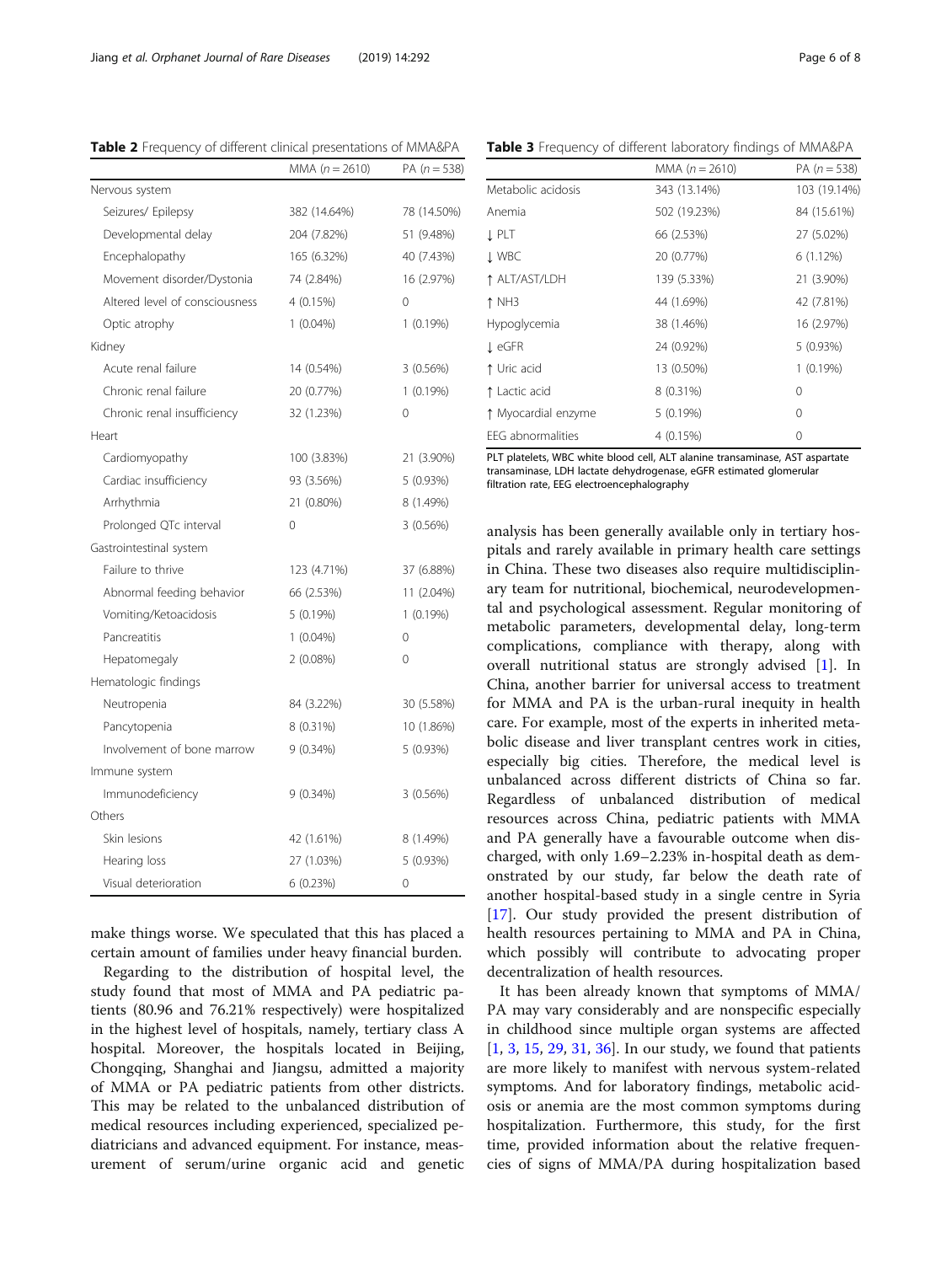**Table 2** Frequency of different clinical presentations of MMA&PA

| | MMA (*n* = 2610) | PA (*n* = 538) |
|---|---|---|
| Nervous system | | |
| Seizures/ Epilepsy | 382 (14.64%) | 78 (14.50%) |
| Developmental delay | 204 (7.82%) | 51 (9.48%) |
| Encephalopathy | 165 (6.32%) | 40 (7.43%) |
| Movement disorder/Dystonia | 74 (2.84%) | 16 (2.97%) |
| Altered level of consciousness | 4 (0.15%) | 0 |
| Optic atrophy | 1 (0.04%) | 1 (0.19%) |
| Kidney | | |
| Acute renal failure | 14 (0.54%) | 3 (0.56%) |
| Chronic renal failure | 20 (0.77%) | 1 (0.19%) |
| Chronic renal insufficiency | 32 (1.23%) | 0 |
| Heart | | |
| Cardiomyopathy | 100 (3.83%) | 21 (3.90%) |
| Cardiac insufficiency | 93 (3.56%) | 5 (0.93%) |
| Arrhythmia | 21 (0.80%) | 8 (1.49%) |
| Prolonged QTc interval | 0 | 3 (0.56%) |
| Gastrointestinal system | | |
| Failure to thrive | 123 (4.71%) | 37 (6.88%) |
| Abnormal feeding behavior | 66 (2.53%) | 11 (2.04%) |
| Vomiting/Ketoacidosis | 5 (0.19%) | 1 (0.19%) |
| Pancreatitis | 1 (0.04%) | 0 |
| Hepatomegaly | 2 (0.08%) | 0 |
| Hematologic findings | | |
| Neutropenia | 84 (3.22%) | 30 (5.58%) |
| Pancytopenia | 8 (0.31%) | 10 (1.86%) |
| Involvement of bone marrow | 9 (0.34%) | 5 (0.93%) |
| Immune system | | |
| Immunodeficiency | 9 (0.34%) | 3 (0.56%) |
| Others | | |
| Skin lesions | 42 (1.61%) | 8 (1.49%) |
| Hearing loss | 27 (1.03%) | 5 (0.93%) |
| Visual deterioration | 6 (0.23%) | 0 |

make things worse. We speculated that this has placed a certain amount of families under heavy financial burden.

Regarding to the distribution of hospital level, the study found that most of MMA and PA pediatric patients (80.96 and 76.21% respectively) were hospitalized in the highest level of hospitals, namely, tertiary class A hospital. Moreover, the hospitals located in Beijing, Chongqing, Shanghai and Jiangsu, admitted a majority of MMA or PA pediatric patients from other districts. This may be related to the unbalanced distribution of medical resources including experienced, specialized pediatricians and advanced equipment. For instance, measurement of serum/urine organic acid and genetic analysis has been generally available only in tertiary hospitals and rarely available in primary health care settings in China. These two diseases also require multidisciplinary team for nutritional, biochemical, neurodevelopmental and psychological assessment. Regular monitoring of metabolic parameters, developmental delay, long-term complications, compliance with therapy, along with overall nutritional status are strongly advised [1]. In China, another barrier for universal access to treatment for MMA and PA is the urban-rural inequity in health care. For example, most of the experts in inherited metabolic disease and liver transplant centres work in cities, especially big cities. Therefore, the medical level is unbalanced across different districts of China so far. Regardless of unbalanced distribution of medical resources across China, pediatric patients with MMA and PA generally have a favourable outcome when discharged, with only 1.69–2.23% in-hospital death as demonstrated by our study, far below the death rate of another hospital-based study in a single centre in Syria [17]. Our study provided the present distribution of health resources pertaining to MMA and PA in China, which possibly will contribute to advocating proper decentralization of health resources.

**Table 3** Frequency of different laboratory findings of MMA&PA

| | MMA (*n* = 2610) | PA (*n* = 538) |
|---|---|---|
| Metabolic acidosis | 343 (13.14%) | 103 (19.14%) |
| Anemia | 502 (19.23%) | 84 (15.61%) |
| ↓ PLT | 66 (2.53%) | 27 (5.02%) |
| ↓ WBC | 20 (0.77%) | 6 (1.12%) |
| ↑ ALT/AST/LDH | 139 (5.33%) | 21 (3.90%) |
| ↑ NH3 | 44 (1.69%) | 42 (7.81%) |
| Hypoglycemia | 38 (1.46%) | 16 (2.97%) |
| ↓ eGFR | 24 (0.92%) | 5 (0.93%) |
| ↑ Uric acid | 13 (0.50%) | 1 (0.19%) |
| ↑ Lactic acid | 8 (0.31%) | 0 |
| ↑ Myocardial enzyme | 5 (0.19%) | 0 |
| EEG abnormalities | 4 (0.15%) | 0 |

PLT platelets, WBC white blood cell, ALT alanine transaminase, AST aspartate transaminase, LDH lactate dehydrogenase, eGFR estimated glomerular filtration rate, EEG electroencephalography

It has been already known that symptoms of MMA/PA may vary considerably and are nonspecific especially in childhood since multiple organ systems are affected [1, 3, 15, 29, 31, 36]. In our study, we found that patients are more likely to manifest with nervous system-related symptoms. And for laboratory findings, metabolic acidosis or anemia are the most common symptoms during hospitalization. Furthermore, this study, for the first time, provided information about the relative frequencies of signs of MMA/PA during hospitalization based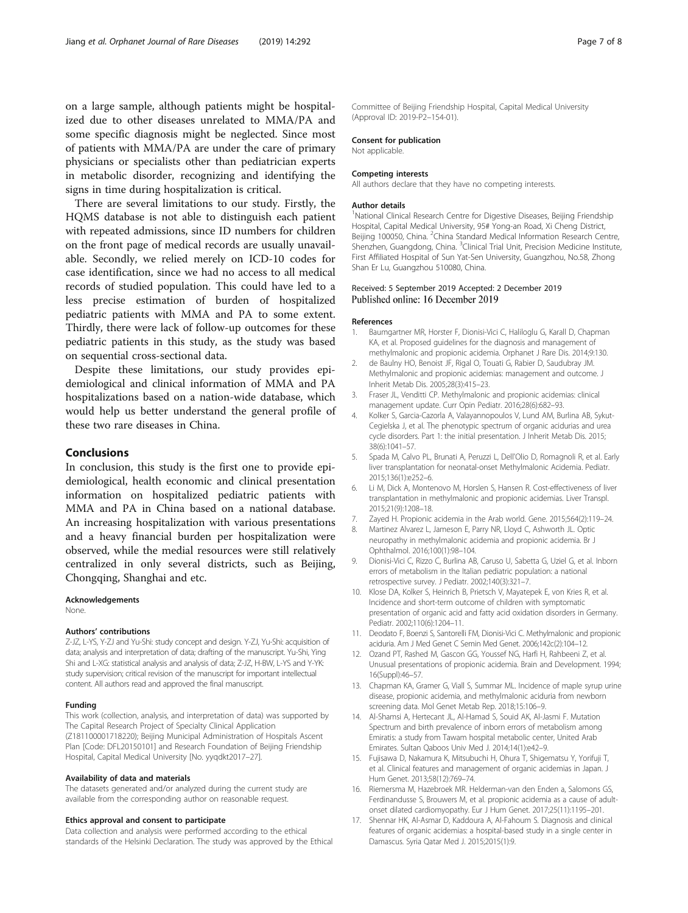on a large sample, although patients might be hospitalized due to other diseases unrelated to MMA/PA and some specific diagnosis might be neglected. Since most of patients with MMA/PA are under the care of primary physicians or specialists other than pediatrician experts in metabolic disorder, recognizing and identifying the signs in time during hospitalization is critical.

There are several limitations to our study. Firstly, the HQMS database is not able to distinguish each patient with repeated admissions, since ID numbers for children on the front page of medical records are usually unavailable. Secondly, we relied merely on ICD-10 codes for case identification, since we had no access to all medical records of studied population. This could have led to a less precise estimation of burden of hospitalized pediatric patients with MMA and PA to some extent. Thirdly, there were lack of follow-up outcomes for these pediatric patients in this study, as the study was based on sequential cross-sectional data.

Despite these limitations, our study provides epidemiological and clinical information of MMA and PA hospitalizations based on a nation-wide database, which would help us better understand the general profile of these two rare diseases in China.

## Conclusions

In conclusion, this study is the first one to provide epidemiological, health economic and clinical presentation information on hospitalized pediatric patients with MMA and PA in China based on a national database. An increasing hospitalization with various presentations and a heavy financial burden per hospitalization were observed, while the medial resources were still relatively centralized in only several districts, such as Beijing, Chongqing, Shanghai and etc.

#### Acknowledgements

None.

#### Authors' contributions

Z-JZ, L-YS, Y-ZJ and Yu-Shi: study concept and design. Y-ZJ, Yu-Shi: acquisition of data; analysis and interpretation of data; drafting of the manuscript. Yu-Shi, Ying Shi and L-XG: statistical analysis and analysis of data; Z-JZ, H-BW, L-YS and Y-YK: study supervision; critical revision of the manuscript for important intellectual content. All authors read and approved the final manuscript.

#### Funding

This work (collection, analysis, and interpretation of data) was supported by The Capital Research Project of Specialty Clinical Application (Z181100001718220); Beijing Municipal Administration of Hospitals Ascent Plan [Code: DFL20150101] and Research Foundation of Beijing Friendship Hospital, Capital Medical University [No. yyqdkt2017–27].

#### Availability of data and materials

The datasets generated and/or analyzed during the current study are available from the corresponding author on reasonable request.

#### Ethics approval and consent to participate

Data collection and analysis were performed according to the ethical standards of the Helsinki Declaration. The study was approved by the Ethical Committee of Beijing Friendship Hospital, Capital Medical University (Approval ID: 2019-P2–154-01).

#### Consent for publication

Not applicable.

#### Competing interests

All authors declare that they have no competing interests.

#### Author details

[1]National Clinical Research Centre for Digestive Diseases, Beijing Friendship Hospital, Capital Medical University, 95# Yong-an Road, Xi Cheng District, Beijing 100050, China. [2]China Standard Medical Information Research Centre, Shenzhen, Guangdong, China. [3]Clinical Trial Unit, Precision Medicine Institute, First Affiliated Hospital of Sun Yat-Sen University, Guangzhou, No.58, Zhong Shan Er Lu, Guangzhou 510080, China.

Received: 5 September 2019 Accepted: 2 December 2019
Published online: 16 December 2019

#### References

1. Baumgartner MR, Horster F, Dionisi-Vici C, Haliloglu G, Karall D, Chapman KA, et al. Proposed guidelines for the diagnosis and management of methylmalonic and propionic acidemia. Orphanet J Rare Dis. 2014;9:130.
2. de Baulny HO, Benoist JF, Rigal O, Touati G, Rabier D, Saudubray JM. Methylmalonic and propionic acidemias: management and outcome. J Inherit Metab Dis. 2005;28(3):415–23.
3. Fraser JL, Venditti CP. Methylmalonic and propionic acidemias: clinical management update. Curr Opin Pediatr. 2016;28(6):682–93.
4. Kolker S, Garcia-Cazorla A, Valayannopoulos V, Lund AM, Burlina AB, Sykut-Cegielska J, et al. The phenotypic spectrum of organic acidurias and urea cycle disorders. Part 1: the initial presentation. J Inherit Metab Dis. 2015; 38(6):1041–57.
5. Spada M, Calvo PL, Brunati A, Peruzzi L, Dell'Olio D, Romagnoli R, et al. Early liver transplantation for neonatal-onset Methylmalonic Acidemia. Pediatr. 2015;136(1):e252–6.
6. Li M, Dick A, Montenovo M, Horslen S, Hansen R. Cost-effectiveness of liver transplantation in methylmalonic and propionic acidemias. Liver Transpl. 2015;21(9):1208–18.
7. Zayed H. Propionic acidemia in the Arab world. Gene. 2015;564(2):119–24.
8. Martinez Alvarez L, Jameson E, Parry NR, Lloyd C, Ashworth JL. Optic neuropathy in methylmalonic acidemia and propionic acidemia. Br J Ophthalmol. 2016;100(1):98–104.
9. Dionisi-Vici C, Rizzo C, Burlina AB, Caruso U, Sabetta G, Uziel G, et al. Inborn errors of metabolism in the Italian pediatric population: a national retrospective survey. J Pediatr. 2002;140(3):321–7.
10. Klose DA, Kolker S, Heinrich B, Prietsch V, Mayatepek E, von Kries R, et al. Incidence and short-term outcome of children with symptomatic presentation of organic acid and fatty acid oxidation disorders in Germany. Pediatr. 2002;110(6):1204–11.
11. Deodato F, Boenzi S, Santorelli FM, Dionisi-Vici C. Methylmalonic and propionic aciduria. Am J Med Genet C Semin Med Genet. 2006;142c(2):104–12.
12. Ozand PT, Rashed M, Gascon GG, Youssef NG, Harfi H, Rahbeeni Z, et al. Unusual presentations of propionic acidemia. Brain and Development. 1994; 16(Suppl):46–57.
13. Chapman KA, Gramer G, Viall S, Summar ML. Incidence of maple syrup urine disease, propionic acidemia, and methylmalonic aciduria from newborn screening data. Mol Genet Metab Rep. 2018;15:106–9.
14. Al-Shamsi A, Hertecant JL, Al-Hamad S, Souid AK, Al-Jasmi F. Mutation Spectrum and birth prevalence of inborn errors of metabolism among Emiratis: a study from Tawam hospital metabolic center, United Arab Emirates. Sultan Qaboos Univ Med J. 2014;14(1):e42–9.
15. Fujisawa D, Nakamura K, Mitsubuchi H, Ohura T, Shigematsu Y, Yorifuji T, et al. Clinical features and management of organic acidemias in Japan. J Hum Genet. 2013;58(12):769–74.
16. Riemersma M, Hazebroek MR. Helderman-van den Enden a, Salomons GS, Ferdinandusse S, Brouwers M, et al. propionic acidemia as a cause of adult-onset dilated cardiomyopathy. Eur J Hum Genet. 2017;25(11):1195–201.
17. Shennar HK, Al-Asmar D, Kaddoura A, Al-Fahoum S. Diagnosis and clinical features of organic acidemias: a hospital-based study in a single center in Damascus. Syria Qatar Med J. 2015;2015(1):9.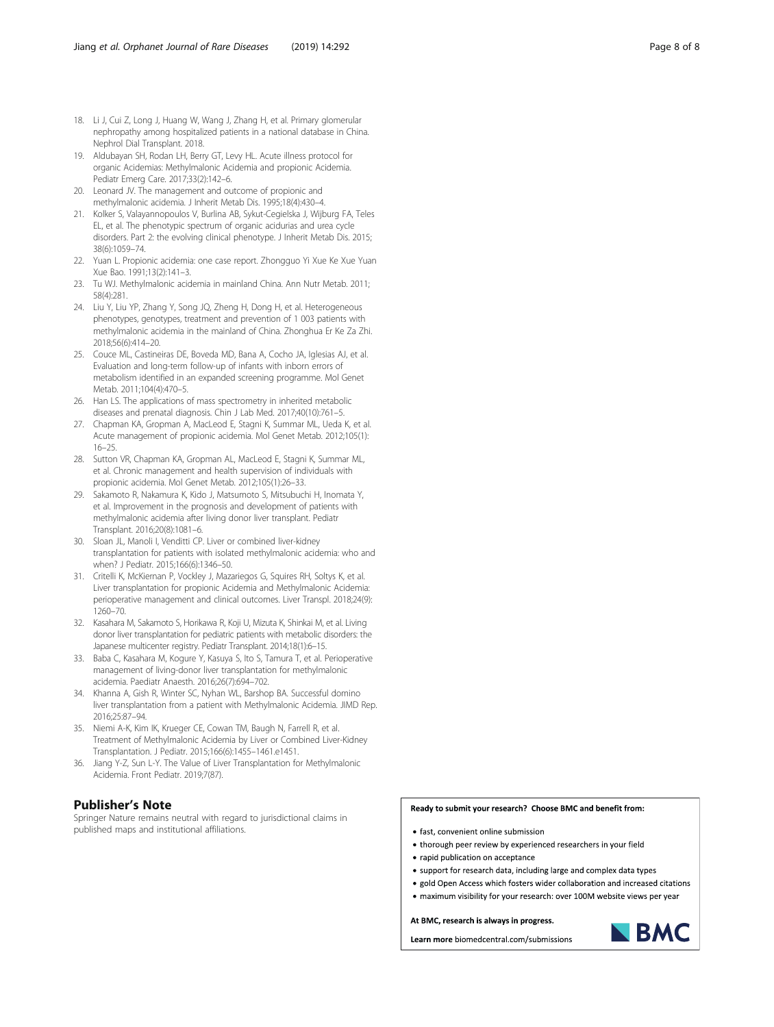18. Li J, Cui Z, Long J, Huang W, Wang J, Zhang H, et al. Primary glomerular nephropathy among hospitalized patients in a national database in China. Nephrol Dial Transplant. 2018.
19. Aldubayan SH, Rodan LH, Berry GT, Levy HL. Acute illness protocol for organic Acidemias: Methylmalonic Acidemia and propionic Acidemia. Pediatr Emerg Care. 2017;33(2):142–6.
20. Leonard JV. The management and outcome of propionic and methylmalonic acidemia. J Inherit Metab Dis. 1995;18(4):430–4.
21. Kolker S, Valayannopoulos V, Burlina AB, Sykut-Cegielska J, Wijburg FA, Teles EL, et al. The phenotypic spectrum of organic acidurias and urea cycle disorders. Part 2: the evolving clinical phenotype. J Inherit Metab Dis. 2015; 38(6):1059–74.
22. Yuan L. Propionic acidemia: one case report. Zhongguo Yi Xue Ke Xue Yuan Xue Bao. 1991;13(2):141–3.
23. Tu WJ. Methylmalonic acidemia in mainland China. Ann Nutr Metab. 2011; 58(4):281.
24. Liu Y, Liu YP, Zhang Y, Song JQ, Zheng H, Dong H, et al. Heterogeneous phenotypes, genotypes, treatment and prevention of 1 003 patients with methylmalonic acidemia in the mainland of China. Zhonghua Er Ke Za Zhi. 2018;56(6):414–20.
25. Couce ML, Castineiras DE, Boveda MD, Bana A, Cocho JA, Iglesias AJ, et al. Evaluation and long-term follow-up of infants with inborn errors of metabolism identified in an expanded screening programme. Mol Genet Metab. 2011;104(4):470–5.
26. Han LS. The applications of mass spectrometry in inherited metabolic diseases and prenatal diagnosis. Chin J Lab Med. 2017;40(10):761–5.
27. Chapman KA, Gropman A, MacLeod E, Stagni K, Summar ML, Ueda K, et al. Acute management of propionic acidemia. Mol Genet Metab. 2012;105(1): 16–25.
28. Sutton VR, Chapman KA, Gropman AL, MacLeod E, Stagni K, Summar ML, et al. Chronic management and health supervision of individuals with propionic acidemia. Mol Genet Metab. 2012;105(1):26–33.
29. Sakamoto R, Nakamura K, Kido J, Matsumoto S, Mitsubuchi H, Inomata Y, et al. Improvement in the prognosis and development of patients with methylmalonic acidemia after living donor liver transplant. Pediatr Transplant. 2016;20(8):1081–6.
30. Sloan JL, Manoli I, Venditti CP. Liver or combined liver-kidney transplantation for patients with isolated methylmalonic acidemia: who and when? J Pediatr. 2015;166(6):1346–50.
31. Critelli K, McKiernan P, Vockley J, Mazariegos G, Squires RH, Soltys K, et al. Liver transplantation for propionic Acidemia and Methylmalonic Acidemia: perioperative management and clinical outcomes. Liver Transpl. 2018;24(9): 1260–70.
32. Kasahara M, Sakamoto S, Horikawa R, Koji U, Mizuta K, Shinkai M, et al. Living donor liver transplantation for pediatric patients with metabolic disorders: the Japanese multicenter registry. Pediatr Transplant. 2014;18(1):6–15.
33. Baba C, Kasahara M, Kogure Y, Kasuya S, Ito S, Tamura T, et al. Perioperative management of living-donor liver transplantation for methylmalonic acidemia. Paediatr Anaesth. 2016;26(7):694–702.
34. Khanna A, Gish R, Winter SC, Nyhan WL, Barshop BA. Successful domino liver transplantation from a patient with Methylmalonic Acidemia. JIMD Rep. 2016;25:87–94.
35. Niemi A-K, Kim IK, Krueger CE, Cowan TM, Baugh N, Farrell R, et al. Treatment of Methylmalonic Acidemia by Liver or Combined Liver-Kidney Transplantation. J Pediatr. 2015;166(6):1455–1461.e1451.
36. Jiang Y-Z, Sun L-Y. The Value of Liver Transplantation for Methylmalonic Acidemia. Front Pediatr. 2019;7(87).

## Publisher's Note

Springer Nature remains neutral with regard to jurisdictional claims in published maps and institutional affiliations.